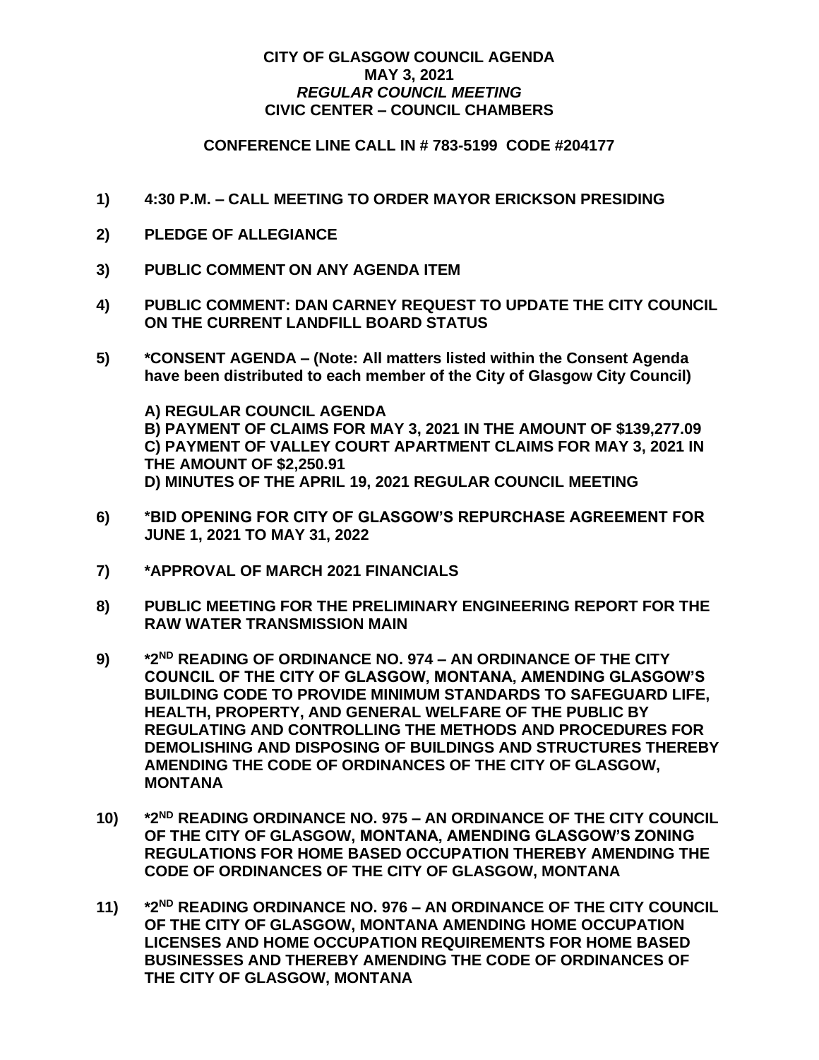# CITY OF GLASGOW COUNCIL AGENDA
## MAY 3, 2021
### *REGULAR COUNCIL MEETING*
### CIVIC CENTER – COUNCIL CHAMBERS

**CONFERENCE LINE CALL IN # 783-5199 CODE #204177**

**1) 4:30 P.M. – CALL MEETING TO ORDER MAYOR ERICKSON PRESIDING**

**2) PLEDGE OF ALLEGIANCE**

**3) PUBLIC COMMENT ON ANY AGENDA ITEM**

**4) PUBLIC COMMENT: DAN CARNEY REQUEST TO UPDATE THE CITY COUNCIL ON THE CURRENT LANDFILL BOARD STATUS**

**5) *CONSENT AGENDA – (Note: All matters listed within the Consent Agenda have been distributed to each member of the City of Glasgow City Council)**

**A) REGULAR COUNCIL AGENDA**
**B) PAYMENT OF CLAIMS FOR MAY 3, 2021 IN THE AMOUNT OF $139,277.09**
**C) PAYMENT OF VALLEY COURT APARTMENT CLAIMS FOR MAY 3, 2021 IN THE AMOUNT OF $2,250.91**
**D) MINUTES OF THE APRIL 19, 2021 REGULAR COUNCIL MEETING**

**6) *BID OPENING FOR CITY OF GLASGOW'S REPURCHASE AGREEMENT FOR JUNE 1, 2021 TO MAY 31, 2022**

**7) *APPROVAL OF MARCH 2021 FINANCIALS**

**8) PUBLIC MEETING FOR THE PRELIMINARY ENGINEERING REPORT FOR THE RAW WATER TRANSMISSION MAIN**

**9) *2ND READING OF ORDINANCE NO. 974 – AN ORDINANCE OF THE CITY COUNCIL OF THE CITY OF GLASGOW, MONTANA, AMENDING GLASGOW'S BUILDING CODE TO PROVIDE MINIMUM STANDARDS TO SAFEGUARD LIFE, HEALTH, PROPERTY, AND GENERAL WELFARE OF THE PUBLIC BY REGULATING AND CONTROLLING THE METHODS AND PROCEDURES FOR DEMOLISHING AND DISPOSING OF BUILDINGS AND STRUCTURES THEREBY AMENDING THE CODE OF ORDINANCES OF THE CITY OF GLASGOW, MONTANA**

**10) *2ND READING ORDINANCE NO. 975 – AN ORDINANCE OF THE CITY COUNCIL OF THE CITY OF GLASGOW, MONTANA, AMENDING GLASGOW'S ZONING REGULATIONS FOR HOME BASED OCCUPATION THEREBY AMENDING THE CODE OF ORDINANCES OF THE CITY OF GLASGOW, MONTANA**

**11) *2ND READING ORDINANCE NO. 976 – AN ORDINANCE OF THE CITY COUNCIL OF THE CITY OF GLASGOW, MONTANA AMENDING HOME OCCUPATION LICENSES AND HOME OCCUPATION REQUIREMENTS FOR HOME BASED BUSINESSES AND THEREBY AMENDING THE CODE OF ORDINANCES OF THE CITY OF GLASGOW, MONTANA**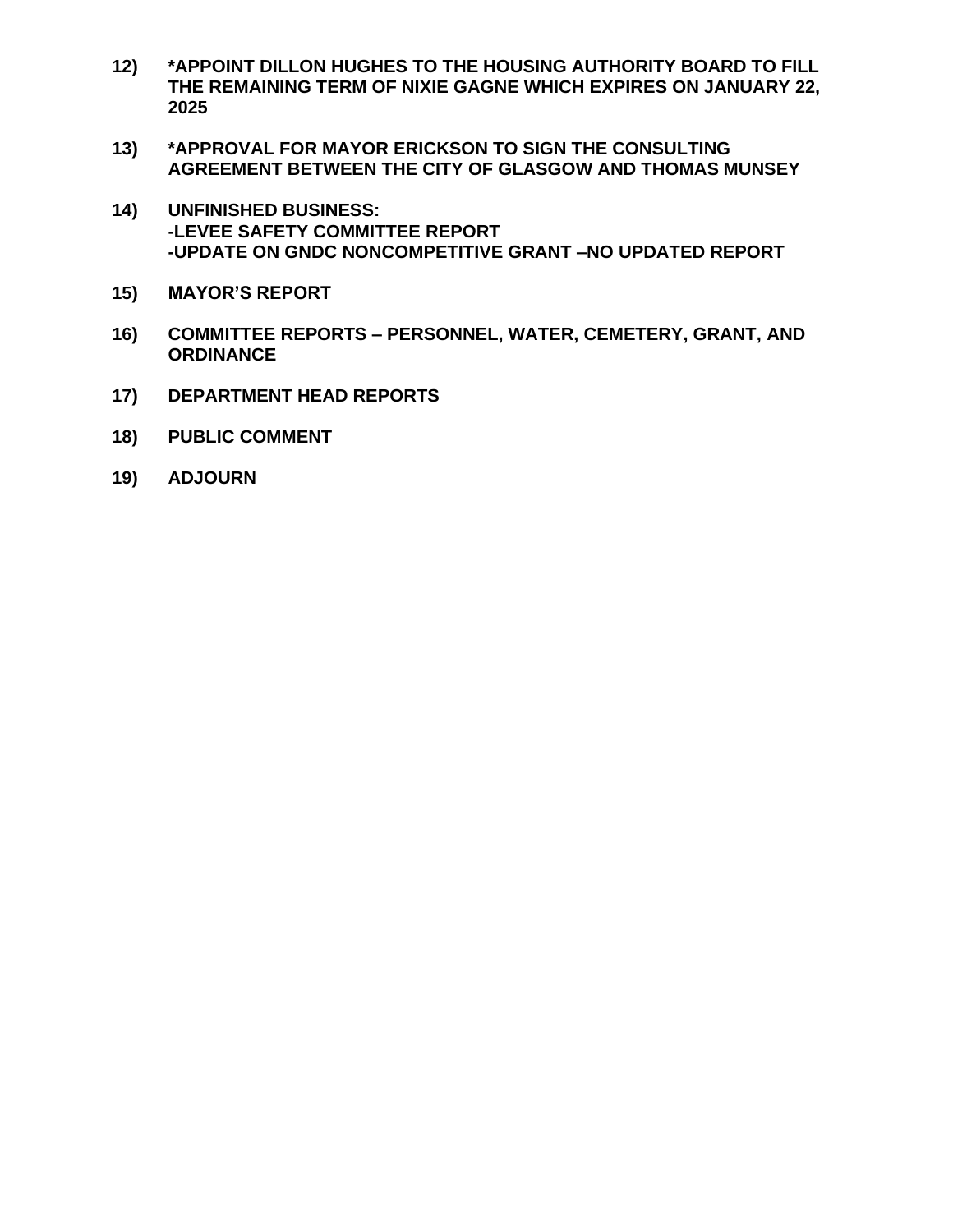12) **\*APPOINT DILLON HUGHES TO THE HOUSING AUTHORITY BOARD TO FILL THE REMAINING TERM OF NIXIE GAGNE WHICH EXPIRES ON JANUARY 22, 2025**

13) **\*APPROVAL FOR MAYOR ERICKSON TO SIGN THE CONSULTING AGREEMENT BETWEEN THE CITY OF GLASGOW AND THOMAS MUNSEY**

14) **UNFINISHED BUSINESS:**
    **-LEVEE SAFETY COMMITTEE REPORT**
    **-UPDATE ON GNDC NONCOMPETITIVE GRANT –NO UPDATED REPORT**

15) **MAYOR'S REPORT**

16) **COMMITTEE REPORTS – PERSONNEL, WATER, CEMETERY, GRANT, AND ORDINANCE**

17) **DEPARTMENT HEAD REPORTS**

18) **PUBLIC COMMENT**

19) **ADJOURN**